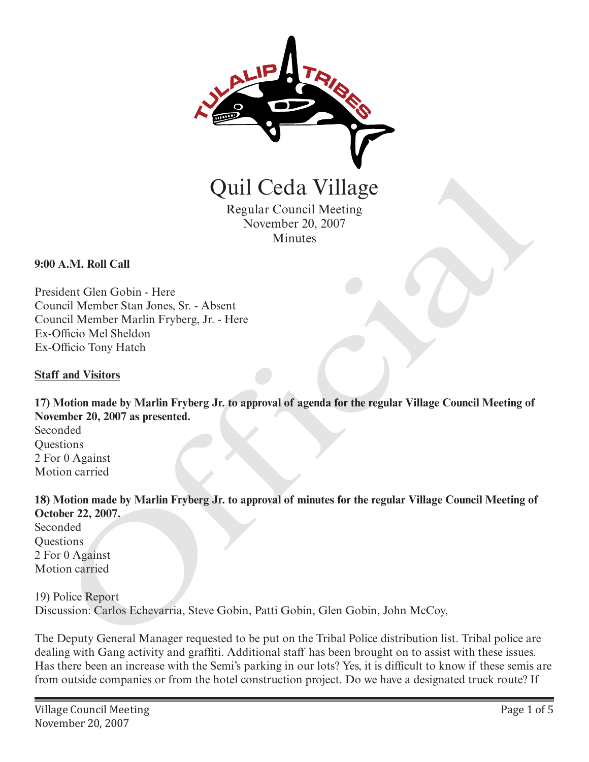# Quil Ceda Village

Regular Council Meeting
November 20, 2007
Minutes

**9:00 A.M. Roll Call**

President Glen Gobin - Here
Council Member Stan Jones, Sr. - Absent
Council Member Marlin Fryberg, Jr. - Here
Ex-Officio Mel Sheldon
Ex-Officio Tony Hatch

**Staff and Visitors**

**17) Motion made by Marlin Fryberg Jr. to approval of agenda for the regular Village Council Meeting of November 20, 2007 as presented.**
Seconded
Questions
2 For 0 Against
Motion carried

**18) Motion made by Marlin Fryberg Jr. to approval of minutes for the regular Village Council Meeting of October 22, 2007.**
Seconded
Questions
2 For 0 Against
Motion carried

19) Police Report
Discussion: Carlos Echevarria, Steve Gobin, Patti Gobin, Glen Gobin, John McCoy,

The Deputy General Manager requested to be put on the Tribal Police distribution list. Tribal police are dealing with Gang activity and graffiti. Additional staff has been brought on to assist with these issues. Has there been an increase with the Semi's parking in our lots? Yes, it is difficult to know if these semis are from outside companies or from the hotel construction project. Do we have a designated truck route? If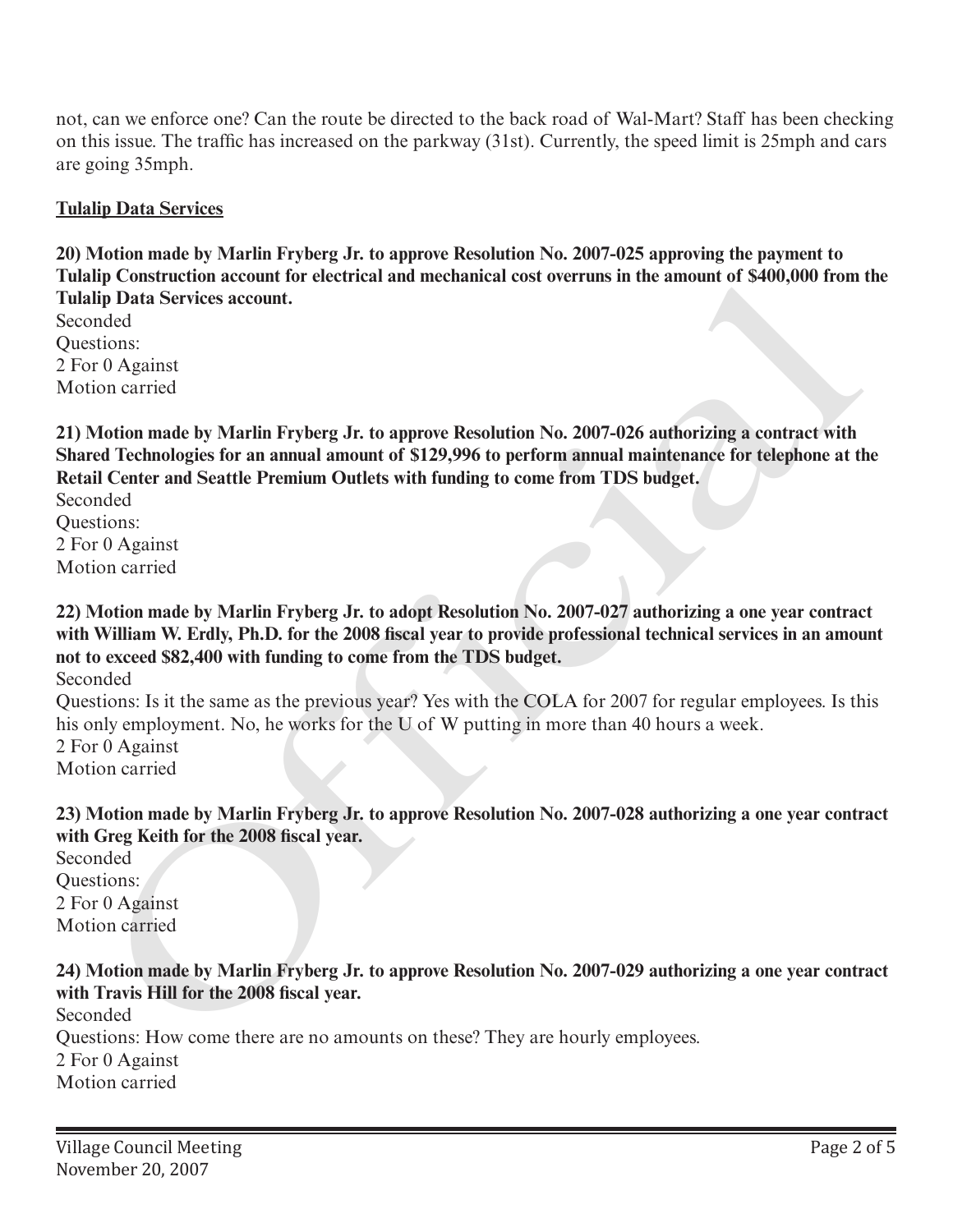not, can we enforce one? Can the route be directed to the back road of Wal-Mart? Staff has been checking on this issue. The traffic has increased on the parkway (31st). Currently, the speed limit is 25mph and cars are going 35mph.

**Tulalip Data Services**

**20) Motion made by Marlin Fryberg Jr. to approve Resolution No. 2007-025 approving the payment to Tulalip Construction account for electrical and mechanical cost overruns in the amount of $400,000 from the Tulalip Data Services account.**

Seconded
Questions:
2 For 0 Against
Motion carried

**21) Motion made by Marlin Fryberg Jr. to approve Resolution No. 2007-026 authorizing a contract with Shared Technologies for an annual amount of $129,996 to perform annual maintenance for telephone at the Retail Center and Seattle Premium Outlets with funding to come from TDS budget.**

Seconded
Questions:
2 For 0 Against
Motion carried

**22) Motion made by Marlin Fryberg Jr. to adopt Resolution No. 2007-027 authorizing a one year contract with William W. Erdly, Ph.D. for the 2008 fiscal year to provide professional technical services in an amount not to exceed $82,400 with funding to come from the TDS budget.**

Seconded
Questions: Is it the same as the previous year? Yes with the COLA for 2007 for regular employees. Is this his only employment. No, he works for the U of W putting in more than 40 hours a week.
2 For 0 Against
Motion carried

**23) Motion made by Marlin Fryberg Jr. to approve Resolution No. 2007-028 authorizing a one year contract with Greg Keith for the 2008 fiscal year.**

Seconded
Questions:
2 For 0 Against
Motion carried

**24) Motion made by Marlin Fryberg Jr. to approve Resolution No. 2007-029 authorizing a one year contract with Travis Hill for the 2008 fiscal year.**

Seconded
Questions: How come there are no amounts on these? They are hourly employees.
2 For 0 Against
Motion carried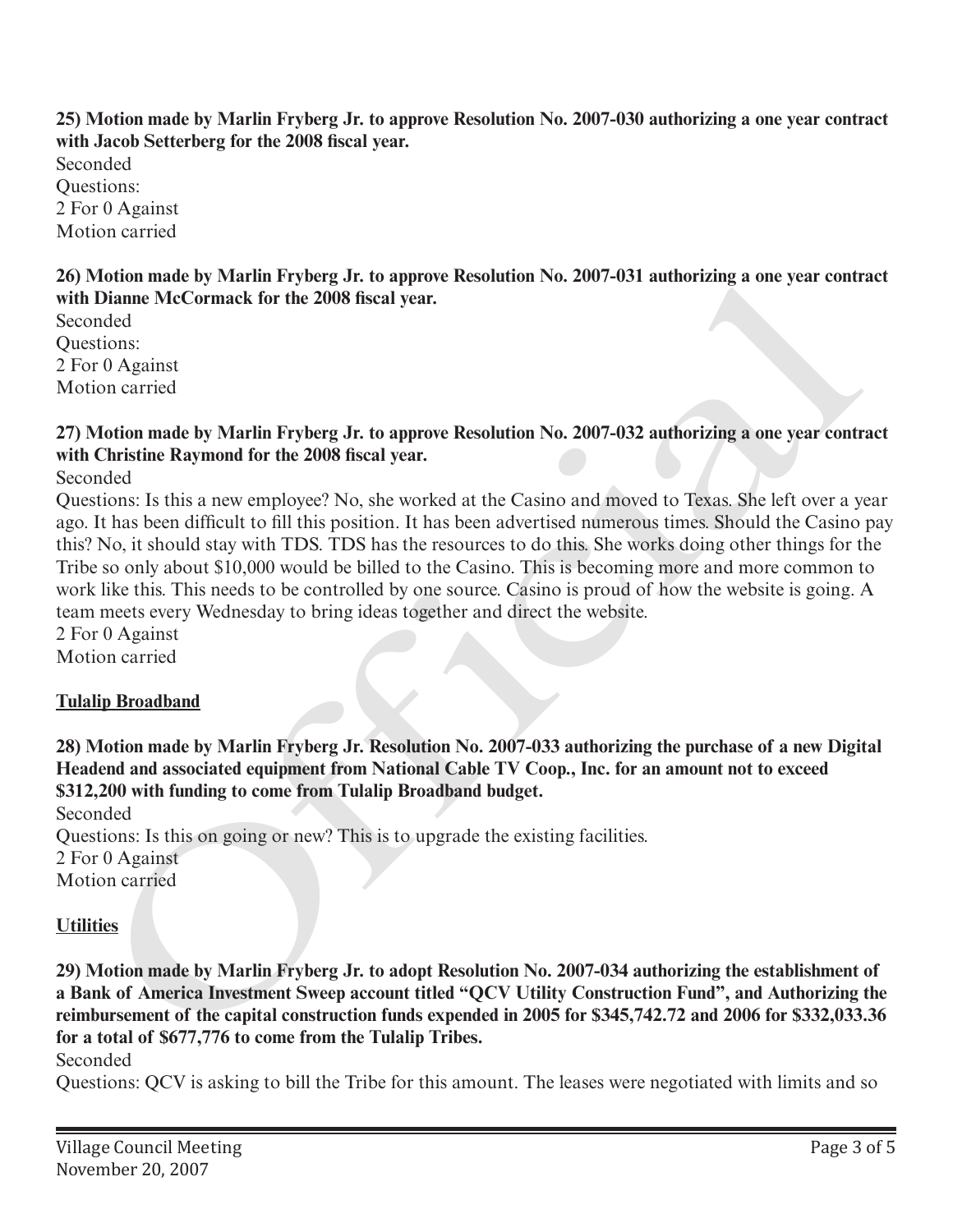**25) Motion made by Marlin Fryberg Jr. to approve Resolution No. 2007-030 authorizing a one year contract with Jacob Setterberg for the 2008 fiscal year.**
Seconded
Questions:
2 For 0 Against
Motion carried

**26) Motion made by Marlin Fryberg Jr. to approve Resolution No. 2007-031 authorizing a one year contract with Dianne McCormack for the 2008 fiscal year.**
Seconded
Questions:
2 For 0 Against
Motion carried

**27) Motion made by Marlin Fryberg Jr. to approve Resolution No. 2007-032 authorizing a one year contract with Christine Raymond for the 2008 fiscal year.**
Seconded
Questions: Is this a new employee? No, she worked at the Casino and moved to Texas. She left over a year ago. It has been difficult to fill this position. It has been advertised numerous times. Should the Casino pay this? No, it should stay with TDS. TDS has the resources to do this. She works doing other things for the Tribe so only about $10,000 would be billed to the Casino. This is becoming more and more common to work like this. This needs to be controlled by one source. Casino is proud of how the website is going. A team meets every Wednesday to bring ideas together and direct the website.
2 For 0 Against
Motion carried

**Tulalip Broadband**

**28) Motion made by Marlin Fryberg Jr. Resolution No. 2007-033 authorizing the purchase of a new Digital Headend and associated equipment from National Cable TV Coop., Inc. for an amount not to exceed $312,200 with funding to come from Tulalip Broadband budget.**
Seconded
Questions: Is this on going or new? This is to upgrade the existing facilities.
2 For 0 Against
Motion carried

**Utilities**

**29) Motion made by Marlin Fryberg Jr. to adopt Resolution No. 2007-034 authorizing the establishment of a Bank of America Investment Sweep account titled "QCV Utility Construction Fund", and Authorizing the reimbursement of the capital construction funds expended in 2005 for $345,742.72 and 2006 for $332,033.36 for a total of $677,776 to come from the Tulalip Tribes.**
Seconded
Questions: QCV is asking to bill the Tribe for this amount. The leases were negotiated with limits and so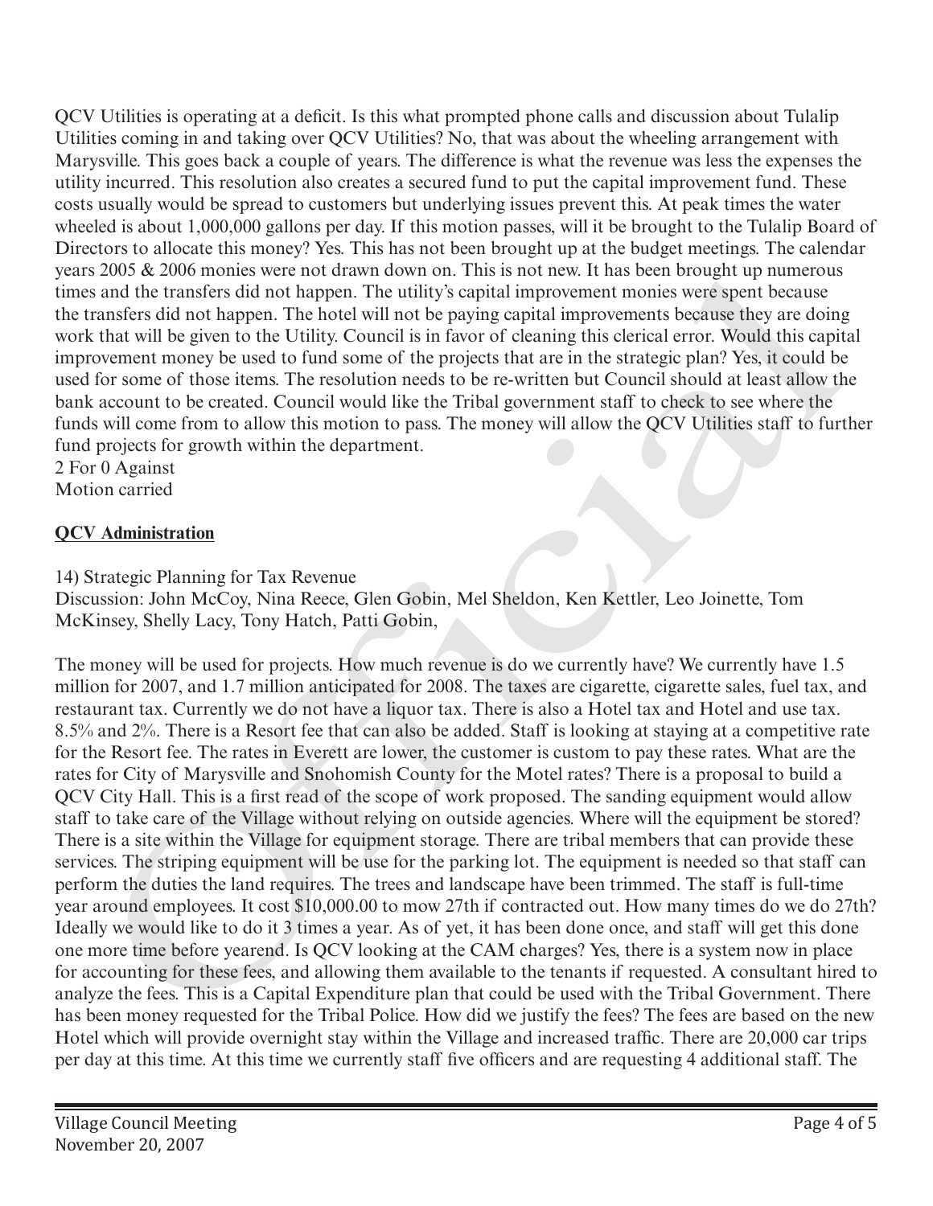QCV Utilities is operating at a deficit. Is this what prompted phone calls and discussion about Tulalip Utilities coming in and taking over QCV Utilities? No, that was about the wheeling arrangement with Marysville. This goes back a couple of years. The difference is what the revenue was less the expenses the utility incurred. This resolution also creates a secured fund to put the capital improvement fund. These costs usually would be spread to customers but underlying issues prevent this. At peak times the water wheeled is about 1,000,000 gallons per day. If this motion passes, will it be brought to the Tulalip Board of Directors to allocate this money? Yes. This has not been brought up at the budget meetings. The calendar years 2005 & 2006 monies were not drawn down on. This is not new. It has been brought up numerous times and the transfers did not happen. The utility's capital improvement monies were spent because the transfers did not happen. The hotel will not be paying capital improvements because they are doing work that will be given to the Utility. Council is in favor of cleaning this clerical error. Would this capital improvement money be used to fund some of the projects that are in the strategic plan? Yes, it could be used for some of those items. The resolution needs to be re-written but Council should at least allow the bank account to be created. Council would like the Tribal government staff to check to see where the funds will come from to allow this motion to pass. The money will allow the QCV Utilities staff to further fund projects for growth within the department.

2 For 0 Against

Motion carried

**QCV Administration**

14) Strategic Planning for Tax Revenue

Discussion: John McCoy, Nina Reece, Glen Gobin, Mel Sheldon, Ken Kettler, Leo Joinette, Tom McKinsey, Shelly Lacy, Tony Hatch, Patti Gobin,

The money will be used for projects. How much revenue is do we currently have? We currently have 1.5 million for 2007, and 1.7 million anticipated for 2008. The taxes are cigarette, cigarette sales, fuel tax, and restaurant tax. Currently we do not have a liquor tax. There is also a Hotel tax and Hotel and use tax. 8.5% and 2%. There is a Resort fee that can also be added. Staff is looking at staying at a competitive rate for the Resort fee. The rates in Everett are lower, the customer is custom to pay these rates. What are the rates for City of Marysville and Snohomish County for the Motel rates? There is a proposal to build a QCV City Hall. This is a first read of the scope of work proposed. The sanding equipment would allow staff to take care of the Village without relying on outside agencies. Where will the equipment be stored? There is a site within the Village for equipment storage. There are tribal members that can provide these services. The striping equipment will be use for the parking lot. The equipment is needed so that staff can perform the duties the land requires. The trees and landscape have been trimmed. The staff is full-time year around employees. It cost $10,000.00 to mow 27th if contracted out. How many times do we do 27th? Ideally we would like to do it 3 times a year. As of yet, it has been done once, and staff will get this done one more time before yearend. Is QCV looking at the CAM charges? Yes, there is a system now in place for accounting for these fees, and allowing them available to the tenants if requested. A consultant hired to analyze the fees. This is a Capital Expenditure plan that could be used with the Tribal Government. There has been money requested for the Tribal Police. How did we justify the fees? The fees are based on the new Hotel which will provide overnight stay within the Village and increased traffic. There are 20,000 car trips per day at this time. At this time we currently staff five officers and are requesting 4 additional staff. The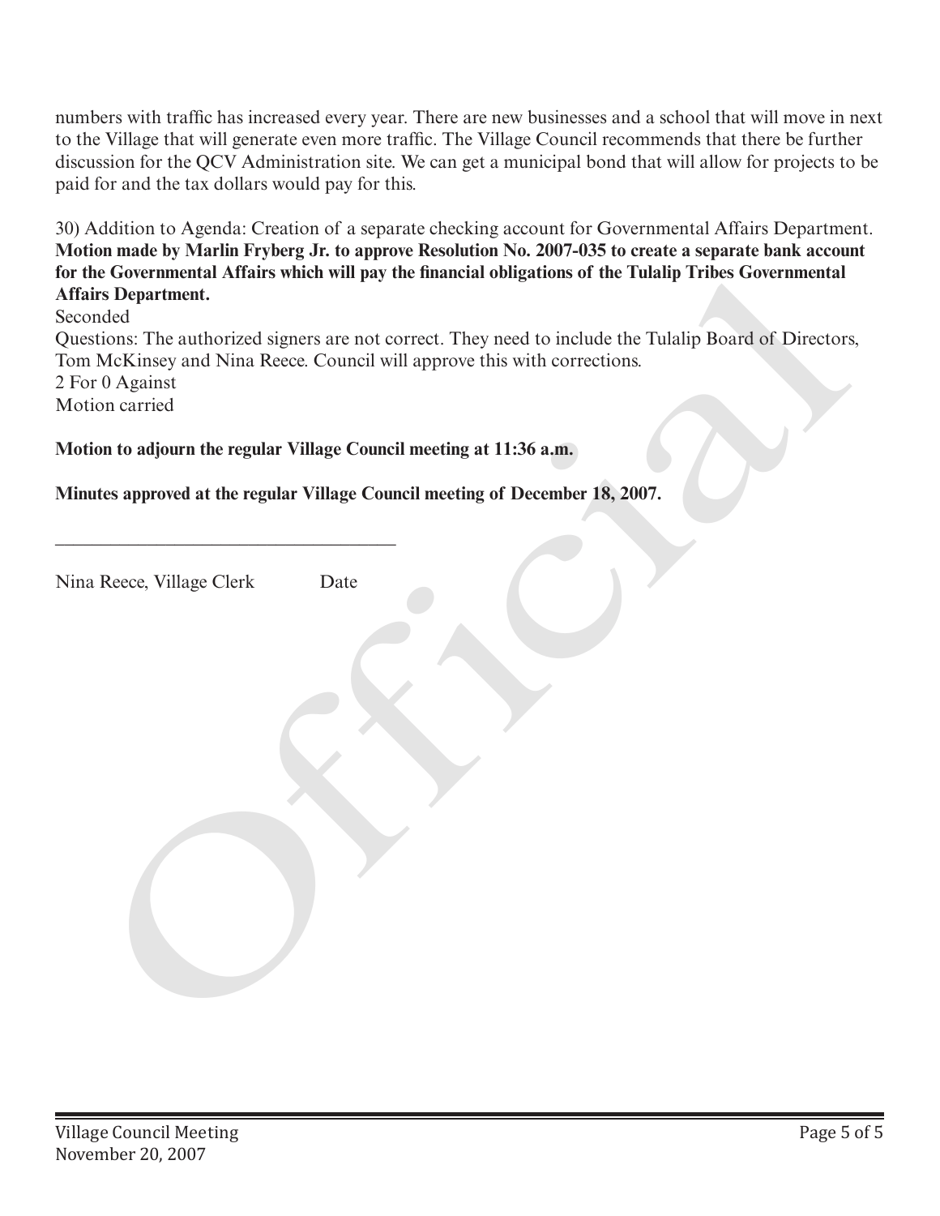numbers with traffic has increased every year. There are new businesses and a school that will move in next to the Village that will generate even more traffic. The Village Council recommends that there be further discussion for the QCV Administration site. We can get a municipal bond that will allow for projects to be paid for and the tax dollars would pay for this.

30) Addition to Agenda: Creation of a separate checking account for Governmental Affairs Department.
**Motion made by Marlin Fryberg Jr. to approve Resolution No. 2007-035 to create a separate bank account for the Governmental Affairs which will pay the financial obligations of the Tulalip Tribes Governmental Affairs Department.**
Seconded
Questions: The authorized signers are not correct. They need to include the Tulalip Board of Directors, Tom McKinsey and Nina Reece. Council will approve this with corrections.
2 For 0 Against
Motion carried

**Motion to adjourn the regular Village Council meeting at 11:36 a.m.**

**Minutes approved at the regular Village Council meeting of December 18, 2007.**

\_\_\_\_\_\_\_\_\_\_\_\_\_\_\_\_\_\_\_\_\_\_\_\_\_\_\_\_\_\_\_\_\_\_\_\_

Nina Reece, Village Clerk Date